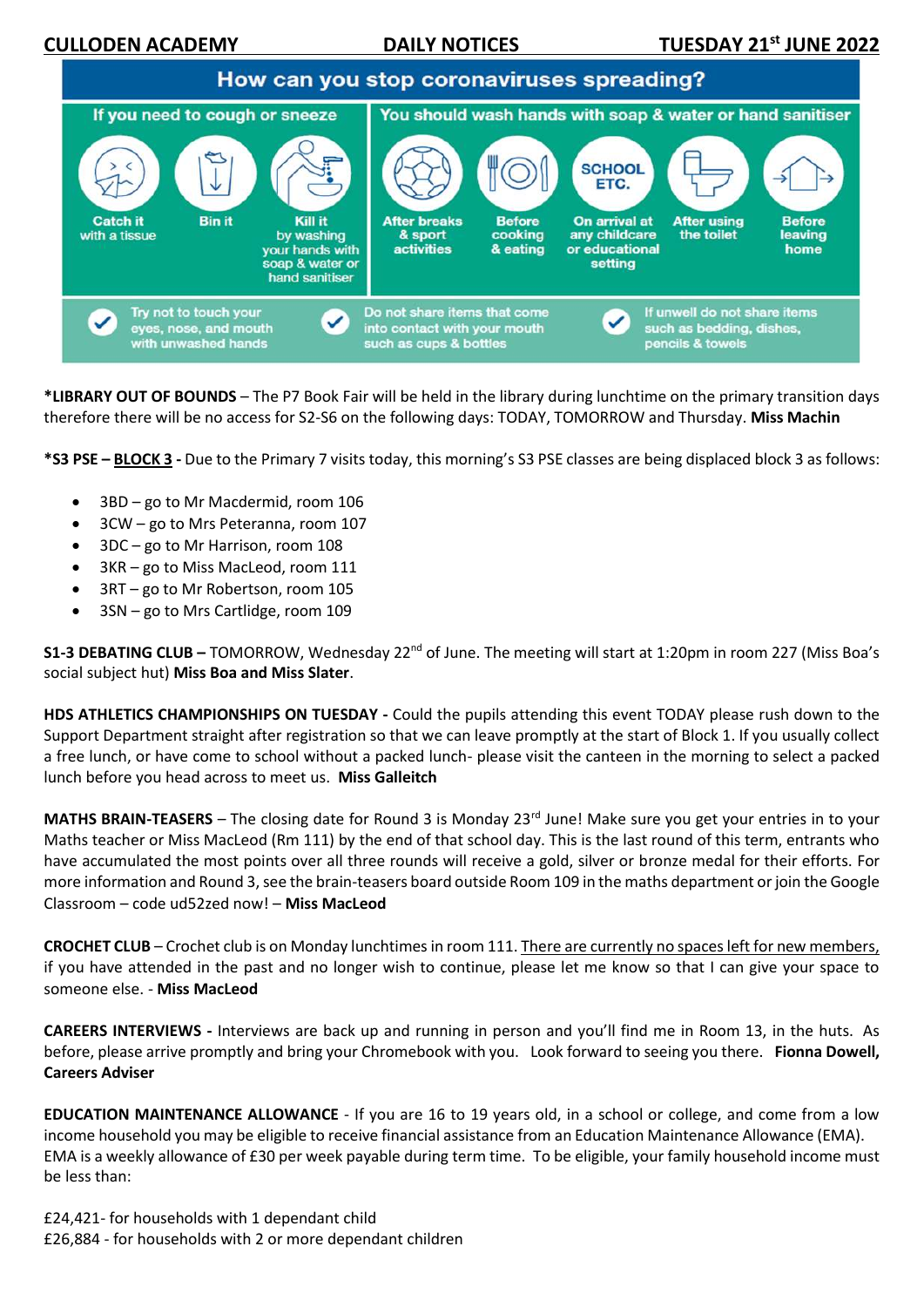**CULLODEN ACADEMY    DAILY NOTICES    TUESDAY 21st JUNE 2022**

## How can you stop coronaviruses spreading?

**If you need to cough or sneeze**

- Catch it with a tissue
- Bin it
- Kill it by washing your hands with soap & water or hand sanitiser

**You should wash hands with soap & water or hand sanitiser**

- After breaks & sport activities
- Before cooking & eating
- On arrival at any childcare or educational setting (SCHOOL ETC.)
- After using the toilet
- Before leaving home

✓ Try not to touch your eyes, nose, and mouth with unwashed hands

✓ Do not share items that come into contact with your mouth such as cups & bottles

✓ If unwell do not share items such as bedding, dishes, pencils & towels

**\*LIBRARY OUT OF BOUNDS** – The P7 Book Fair will be held in the library during lunchtime on the primary transition days therefore there will be no access for S2-S6 on the following days: TODAY, TOMORROW and Thursday. **Miss Machin**

**\*S3 PSE – <u>BLOCK 3</u> -** Due to the Primary 7 visits today, this morning's S3 PSE classes are being displaced block 3 as follows:

- 3BD – go to Mr Macdermid, room 106
- 3CW – go to Mrs Peteranna, room 107
- 3DC – go to Mr Harrison, room 108
- 3KR – go to Miss MacLeod, room 111
- 3RT – go to Mr Robertson, room 105
- 3SN – go to Mrs Cartlidge, room 109

**S1-3 DEBATING CLUB –** TOMORROW, Wednesday 22nd of June. The meeting will start at 1:20pm in room 227 (Miss Boa's social subject hut) **Miss Boa and Miss Slater**.

**HDS ATHLETICS CHAMPIONSHIPS ON TUESDAY -** Could the pupils attending this event TODAY please rush down to the Support Department straight after registration so that we can leave promptly at the start of Block 1. If you usually collect a free lunch, or have come to school without a packed lunch- please visit the canteen in the morning to select a packed lunch before you head across to meet us. **Miss Galleitch**

**MATHS BRAIN-TEASERS** – The closing date for Round 3 is Monday 23rd June! Make sure you get your entries in to your Maths teacher or Miss MacLeod (Rm 111) by the end of that school day. This is the last round of this term, entrants who have accumulated the most points over all three rounds will receive a gold, silver or bronze medal for their efforts. For more information and Round 3, see the brain-teasers board outside Room 109 in the maths department or join the Google Classroom – code ud52zed now! – **Miss MacLeod**

**CROCHET CLUB** – Crochet club is on Monday lunchtimes in room 111. <u>There are currently no spaces left for new members,</u> if you have attended in the past and no longer wish to continue, please let me know so that I can give your space to someone else. - **Miss MacLeod**

**CAREERS INTERVIEWS -** Interviews are back up and running in person and you'll find me in Room 13, in the huts. As before, please arrive promptly and bring your Chromebook with you. Look forward to seeing you there. **Fionna Dowell, Careers Adviser**

**EDUCATION MAINTENANCE ALLOWANCE** - If you are 16 to 19 years old, in a school or college, and come from a low income household you may be eligible to receive financial assistance from an Education Maintenance Allowance (EMA). EMA is a weekly allowance of £30 per week payable during term time. To be eligible, your family household income must be less than:

£24,421- for households with 1 dependant child
£26,884 - for households with 2 or more dependant children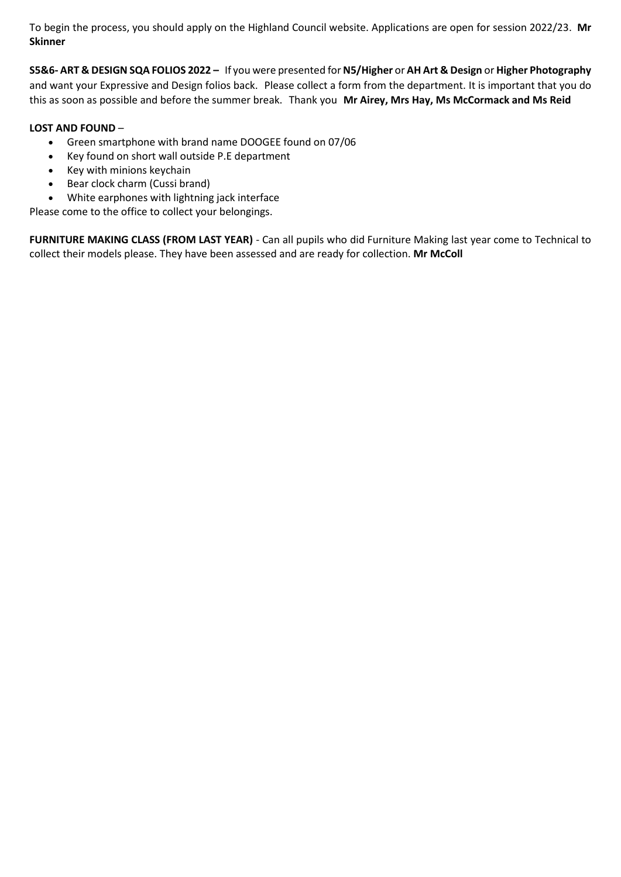To begin the process, you should apply on the Highland Council website. Applications are open for session 2022/23. **Mr Skinner**

**S5&6- ART & DESIGN SQA FOLIOS 2022 –** If you were presented for **N5/Higher** or **AH Art & Design** or **Higher Photography** and want your Expressive and Design folios back. Please collect a form from the department. It is important that you do this as soon as possible and before the summer break. Thank you **Mr Airey, Mrs Hay, Ms McCormack and Ms Reid**

**LOST AND FOUND** –

- Green smartphone with brand name DOOGEE found on 07/06
- Key found on short wall outside P.E department
- Key with minions keychain
- Bear clock charm (Cussi brand)
- White earphones with lightning jack interface

Please come to the office to collect your belongings.

**FURNITURE MAKING CLASS (FROM LAST YEAR)** - Can all pupils who did Furniture Making last year come to Technical to collect their models please. They have been assessed and are ready for collection. **Mr McColl**